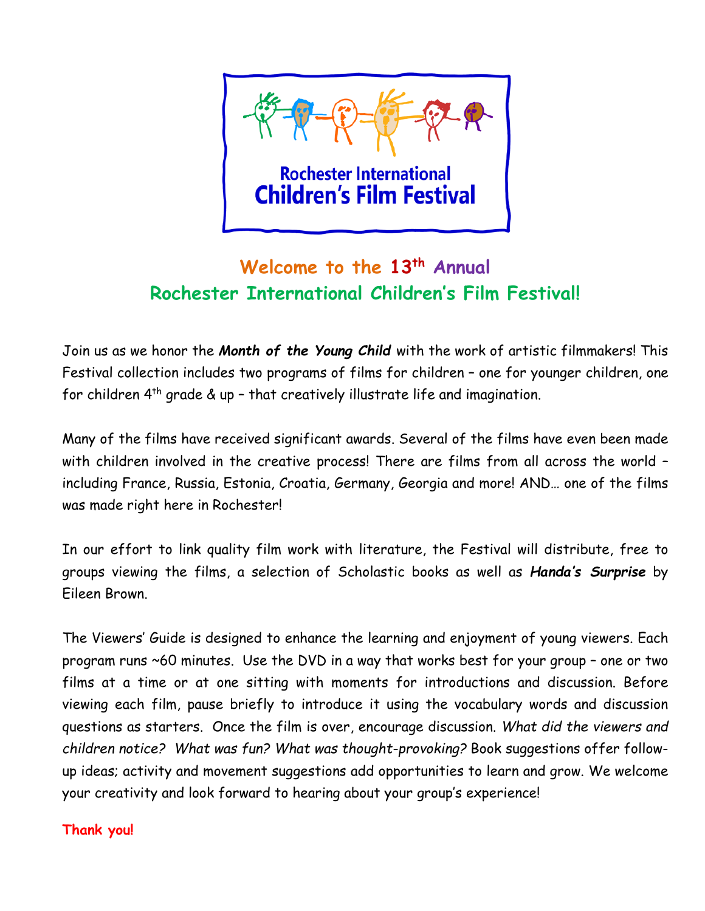Rochester International
Children's Film Festival

## Welcome to the 13th Annual Rochester International Children's Film Festival!

Join us as we honor the ***Month of the Young Child*** with the work of artistic filmmakers! This Festival collection includes two programs of films for children – one for younger children, one for children 4th grade & up – that creatively illustrate life and imagination.

Many of the films have received significant awards. Several of the films have even been made with children involved in the creative process! There are films from all across the world – including France, Russia, Estonia, Croatia, Germany, Georgia and more! AND… one of the films was made right here in Rochester!

In our effort to link quality film work with literature, the Festival will distribute, free to groups viewing the films, a selection of Scholastic books as well as ***Handa's Surprise*** by Eileen Brown.

The Viewers' Guide is designed to enhance the learning and enjoyment of young viewers. Each program runs ~60 minutes. Use the DVD in a way that works best for your group – one or two films at a time or at one sitting with moments for introductions and discussion. Before viewing each film, pause briefly to introduce it using the vocabulary words and discussion questions as starters. Once the film is over, encourage discussion. *What did the viewers and children notice? What was fun? What was thought-provoking?* Book suggestions offer follow-up ideas; activity and movement suggestions add opportunities to learn and grow. We welcome your creativity and look forward to hearing about your group's experience!

**Thank you!**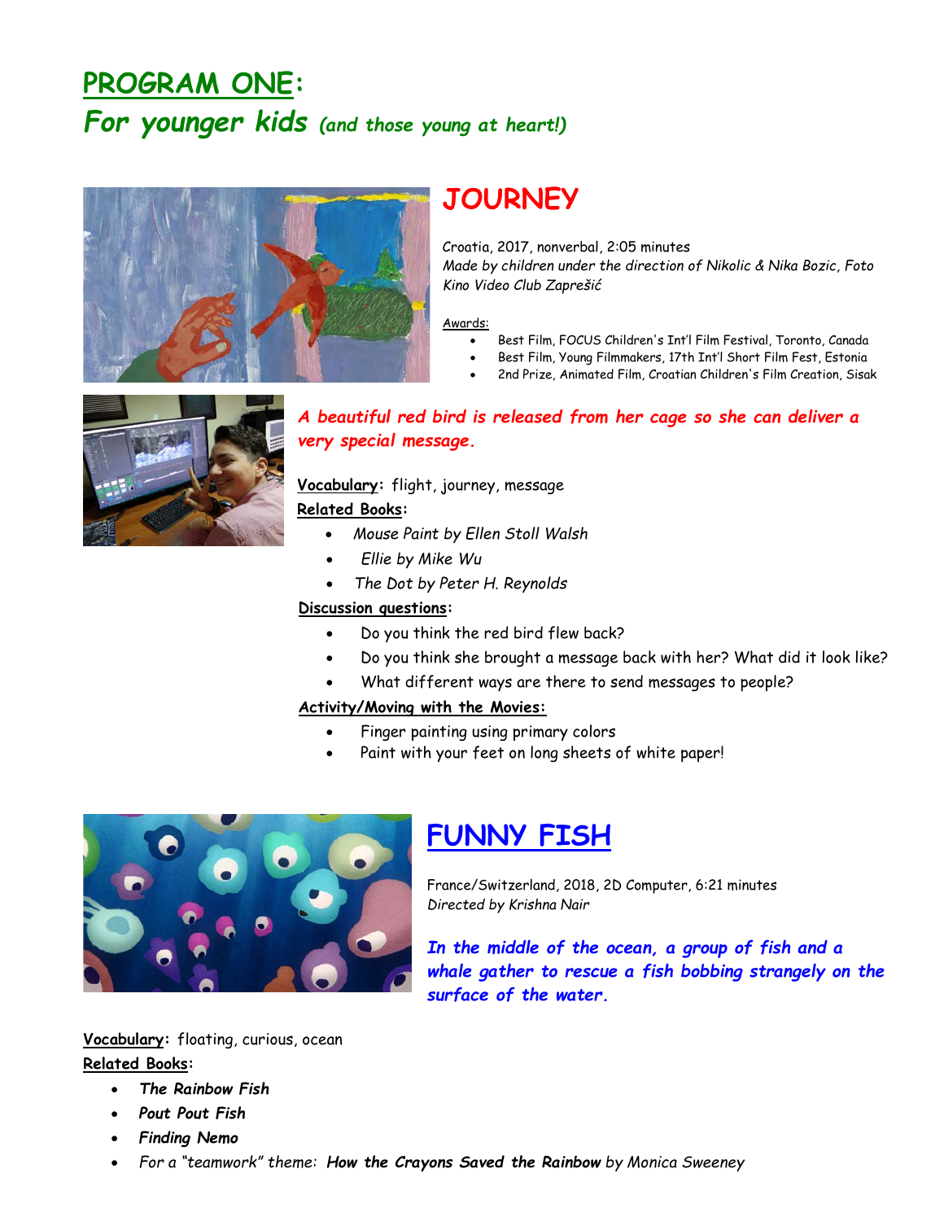# PROGRAM ONE:

## *For younger kids (and those young at heart!)*

## JOURNEY

Croatia, 2017, nonverbal, 2:05 minutes
*Made by children under the direction of Nikolic & Nika Bozic, Foto Kino Video Club Zaprešić*

Awards:

- Best Film, FOCUS Children's Int'l Film Festival, Toronto, Canada
- Best Film, Young Filmmakers, 17th Int'l Short Film Fest, Estonia
- 2nd Prize, Animated Film, Croatian Children's Film Creation, Sisak

***A beautiful red bird is released from her cage so she can deliver a very special message.***

**Vocabulary:** flight, journey, message

**Related Books:**

- *Mouse Paint by Ellen Stoll Walsh*
- *Ellie by Mike Wu*
- *The Dot by Peter H. Reynolds*

**Discussion questions:**

- Do you think the red bird flew back?
- Do you think she brought a message back with her? What did it look like?
- What different ways are there to send messages to people?

**Activity/Moving with the Movies:**

- Finger painting using primary colors
- Paint with your feet on long sheets of white paper!

## FUNNY FISH

France/Switzerland, 2018, 2D Computer, 6:21 minutes
*Directed by Krishna Nair*

***In the middle of the ocean, a group of fish and a whale gather to rescue a fish bobbing strangely on the surface of the water.***

**Vocabulary:** floating, curious, ocean

**Related Books:**

- ***The Rainbow Fish***
- ***Pout Pout Fish***
- ***Finding Nemo***
- *For a "teamwork" theme:* ***How the Crayons Saved the Rainbow*** *by Monica Sweeney*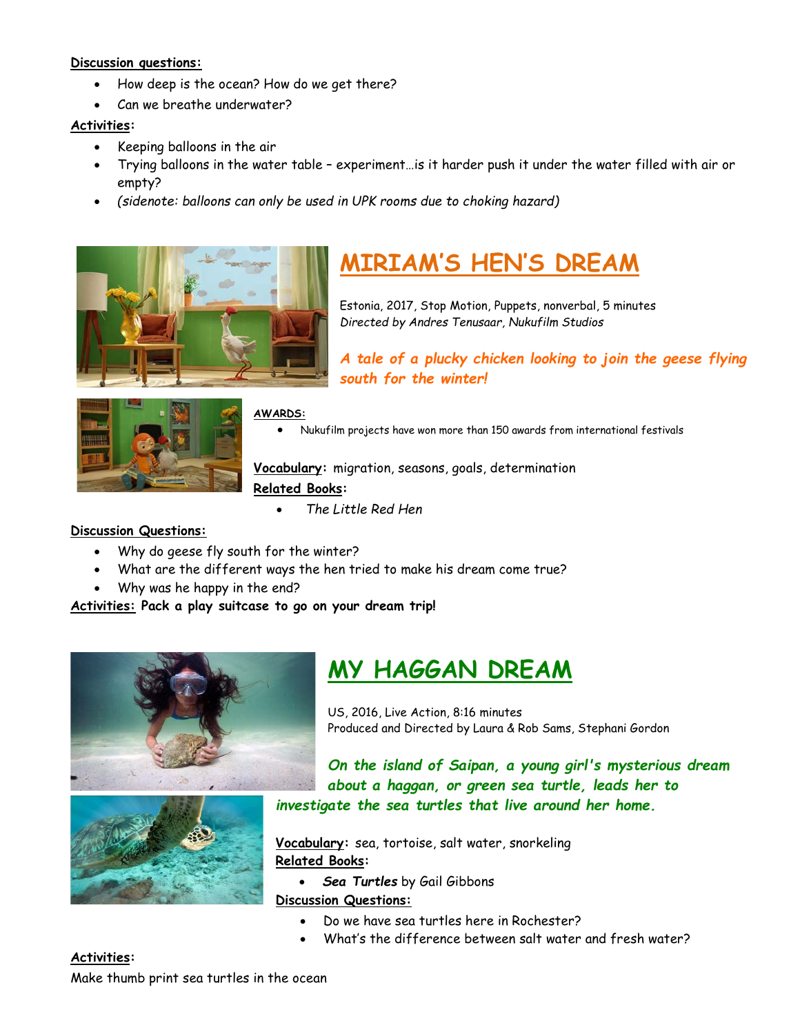**Discussion questions:**

- How deep is the ocean? How do we get there?
- Can we breathe underwater?

**Activities:**

- Keeping balloons in the air
- Trying balloons in the water table – experiment…is it harder push it under the water filled with air or empty?
- *(sidenote: balloons can only be used in UPK rooms due to choking hazard)*

## MIRIAM'S HEN'S DREAM

Estonia, 2017, Stop Motion, Puppets, nonverbal, 5 minutes
*Directed by Andres Tenusaar, Nukufilm Studios*

***A tale of a plucky chicken looking to join the geese flying south for the winter!***

**AWARDS:**

- Nukufilm projects have won more than 150 awards from international festivals

**Vocabulary:** migration, seasons, goals, determination

**Related Books:**

- *The Little Red Hen*

**Discussion Questions:**

- Why do geese fly south for the winter?
- What are the different ways the hen tried to make his dream come true?
- Why was he happy in the end?

**Activities:** **Pack a play suitcase to go on your dream trip!**

## MY HAGGAN DREAM

US, 2016, Live Action, 8:16 minutes
Produced and Directed by Laura & Rob Sams, Stephani Gordon

***On the island of Saipan, a young girl's mysterious dream about a haggan, or green sea turtle, leads her to investigate the sea turtles that live around her home.***

**Vocabulary:** sea, tortoise, salt water, snorkeling

**Related Books:**

- ***Sea Turtles*** by Gail Gibbons

**Discussion Questions:**

- Do we have sea turtles here in Rochester?
- What's the difference between salt water and fresh water?

**Activities:**

Make thumb print sea turtles in the ocean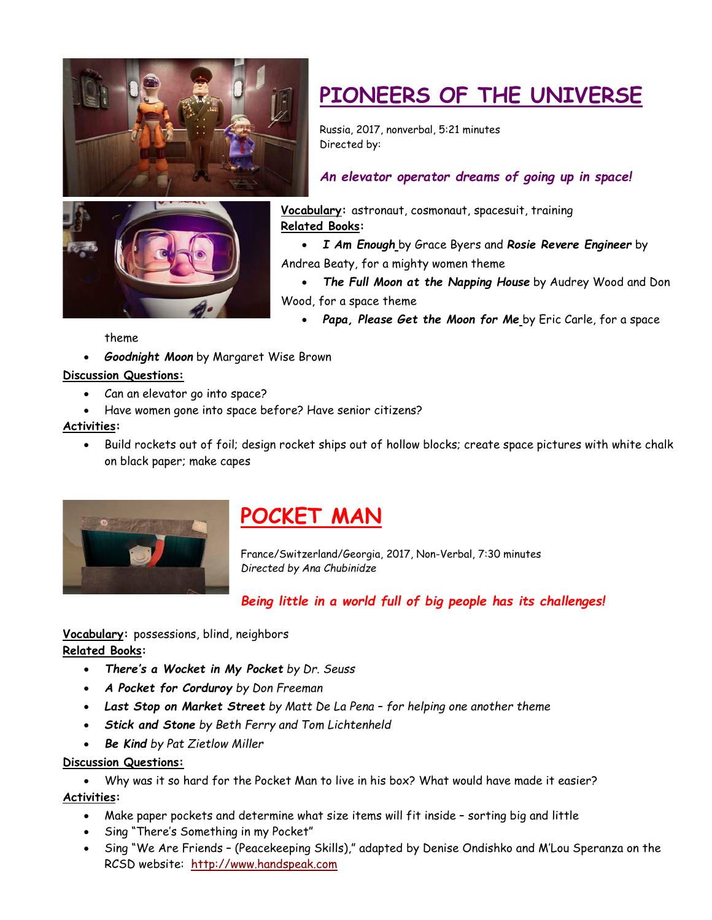# PIONEERS OF THE UNIVERSE

Russia, 2017, nonverbal, 5:21 minutes
Directed by:

***An elevator operator dreams of going up in space!***

**Vocabulary:** astronaut, cosmonaut, spacesuit, training

**Related Books:**

- ***I Am Enough*** by Grace Byers and ***Rosie Revere Engineer*** by Andrea Beaty, for a mighty women theme
- ***The Full Moon at the Napping House*** by Audrey Wood and Don Wood, for a space theme
- ***Papa, Please Get the Moon for Me*** by Eric Carle, for a space theme
- ***Goodnight Moon*** by Margaret Wise Brown

**Discussion Questions:**

- Can an elevator go into space?
- Have women gone into space before? Have senior citizens?

**Activities:**

- Build rockets out of foil; design rocket ships out of hollow blocks; create space pictures with white chalk on black paper; make capes

# POCKET MAN

France/Switzerland/Georgia, 2017, Non-Verbal, 7:30 minutes
*Directed by Ana Chubinidze*

***Being little in a world full of big people has its challenges!***

**Vocabulary:** possessions, blind, neighbors

**Related Books:**

- ***There's a Wocket in My Pocket*** *by Dr. Seuss*
- ***A Pocket for Corduroy*** *by Don Freeman*
- ***Last Stop on Market Street*** *by Matt De La Pena – for helping one another theme*
- ***Stick and Stone*** *by Beth Ferry and Tom Lichtenheld*
- ***Be Kind*** *by Pat Zietlow Miller*

**Discussion Questions:**

- Why was it so hard for the Pocket Man to live in his box? What would have made it easier?

**Activities:**

- Make paper pockets and determine what size items will fit inside – sorting big and little
- Sing "There's Something in my Pocket"
- Sing "We Are Friends – (Peacekeeping Skills)," adapted by Denise Ondishko and M'Lou Speranza on the RCSD website: http://www.handspeak.com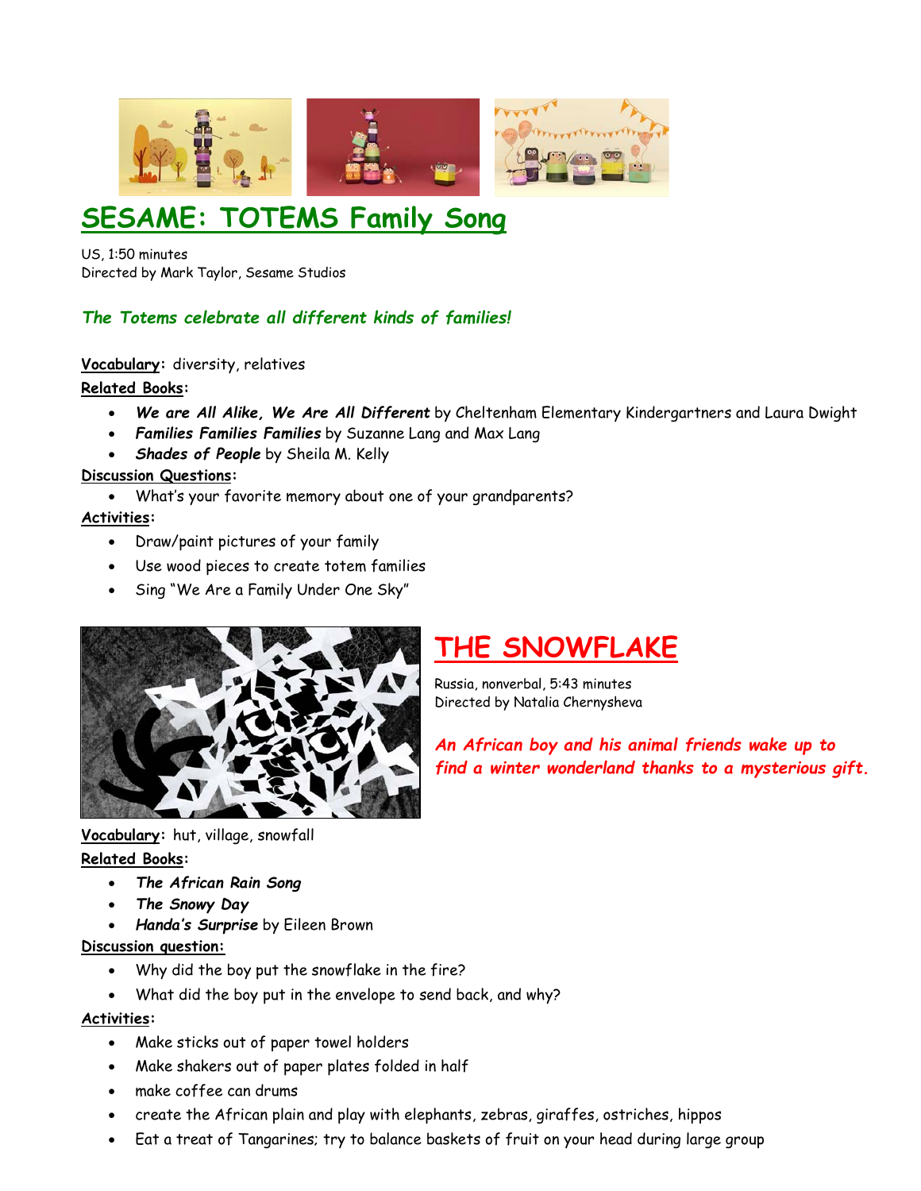## SESAME: TOTEMS Family Song

US, 1:50 minutes
Directed by Mark Taylor, Sesame Studios

***The Totems celebrate all different kinds of families!***

**Vocabulary:** diversity, relatives

**Related Books:**

- ***We are All Alike, We Are All Different*** by Cheltenham Elementary Kindergartners and Laura Dwight
- ***Families Families Families*** by Suzanne Lang and Max Lang
- ***Shades of People*** by Sheila M. Kelly

**Discussion Questions:**

- What's your favorite memory about one of your grandparents?

**Activities:**

- Draw/paint pictures of your family
- Use wood pieces to create totem families
- Sing "We Are a Family Under One Sky"

## THE SNOWFLAKE

Russia, nonverbal, 5:43 minutes
Directed by Natalia Chernysheva

***An African boy and his animal friends wake up to find a winter wonderland thanks to a mysterious gift.***

**Vocabulary:** hut, village, snowfall

**Related Books:**

- ***The African Rain Song***
- ***The Snowy Day***
- ***Handa's Surprise*** by Eileen Brown

**Discussion question:**

- Why did the boy put the snowflake in the fire?
- What did the boy put in the envelope to send back, and why?

**Activities:**

- Make sticks out of paper towel holders
- Make shakers out of paper plates folded in half
- make coffee can drums
- create the African plain and play with elephants, zebras, giraffes, ostriches, hippos
- Eat a treat of Tangarines; try to balance baskets of fruit on your head during large group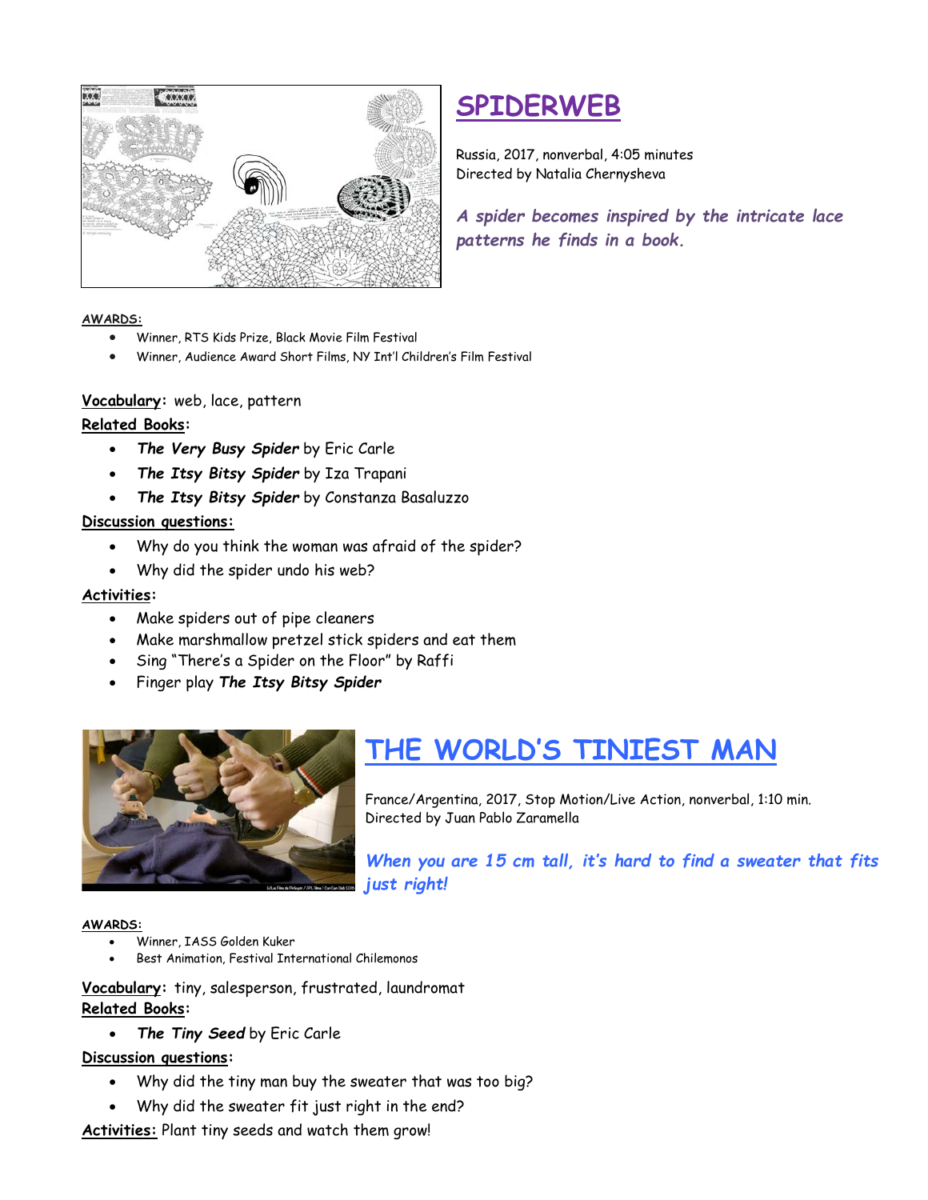## SPIDERWEB

Russia, 2017, nonverbal, 4:05 minutes
Directed by Natalia Chernysheva

***A spider becomes inspired by the intricate lace patterns he finds in a book.***

**AWARDS:**

- Winner, RTS Kids Prize, Black Movie Film Festival
- Winner, Audience Award Short Films, NY Int'l Children's Film Festival

**Vocabulary:** web, lace, pattern

**Related Books:**

- ***The Very Busy Spider*** by Eric Carle
- ***The Itsy Bitsy Spider*** by Iza Trapani
- ***The Itsy Bitsy Spider*** by Constanza Basaluzzo

**Discussion questions:**

- Why do you think the woman was afraid of the spider?
- Why did the spider undo his web?

**Activities:**

- Make spiders out of pipe cleaners
- Make marshmallow pretzel stick spiders and eat them
- Sing "There's a Spider on the Floor" by Raffi
- Finger play ***The Itsy Bitsy Spider***

## THE WORLD'S TINIEST MAN

France/Argentina, 2017, Stop Motion/Live Action, nonverbal, 1:10 min.
Directed by Juan Pablo Zaramella

***When you are 15 cm tall, it's hard to find a sweater that fits just right!***

**AWARDS:**

- Winner, IASS Golden Kuker
- Best Animation, Festival International Chilemonos

**Vocabulary:** tiny, salesperson, frustrated, laundromat

**Related Books:**

- ***The Tiny Seed*** by Eric Carle

**Discussion questions:**

- Why did the tiny man buy the sweater that was too big?
- Why did the sweater fit just right in the end?

**Activities:** Plant tiny seeds and watch them grow!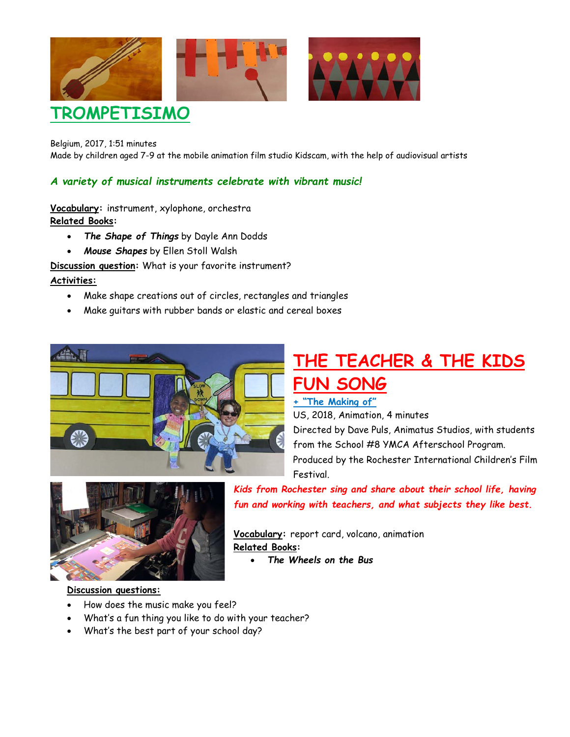# TROMPETISIMO

Belgium, 2017, 1:51 minutes
Made by children aged 7-9 at the mobile animation film studio Kidscam, with the help of audiovisual artists

***A variety of musical instruments celebrate with vibrant music!***

**Vocabulary:** instrument, xylophone, orchestra
**Related Books:**

- ***The Shape of Things*** by Dayle Ann Dodds
- ***Mouse Shapes*** by Ellen Stoll Walsh

**Discussion question:** What is your favorite instrument?
**Activities:**

- Make shape creations out of circles, rectangles and triangles
- Make guitars with rubber bands or elastic and cereal boxes

# THE TEACHER & THE KIDS FUN SONG

**+ "The Making of"**
US, 2018, Animation, 4 minutes
Directed by Dave Puls, Animatus Studios, with students from the School #8 YMCA Afterschool Program.
Produced by the Rochester International Children's Film Festival.

***Kids from Rochester sing and share about their school life, having fun and working with teachers, and what subjects they like best.***

**Vocabulary:** report card, volcano, animation
**Related Books:**

- ***The Wheels on the Bus***

**Discussion questions:**

- How does the music make you feel?
- What's a fun thing you like to do with your teacher?
- What's the best part of your school day?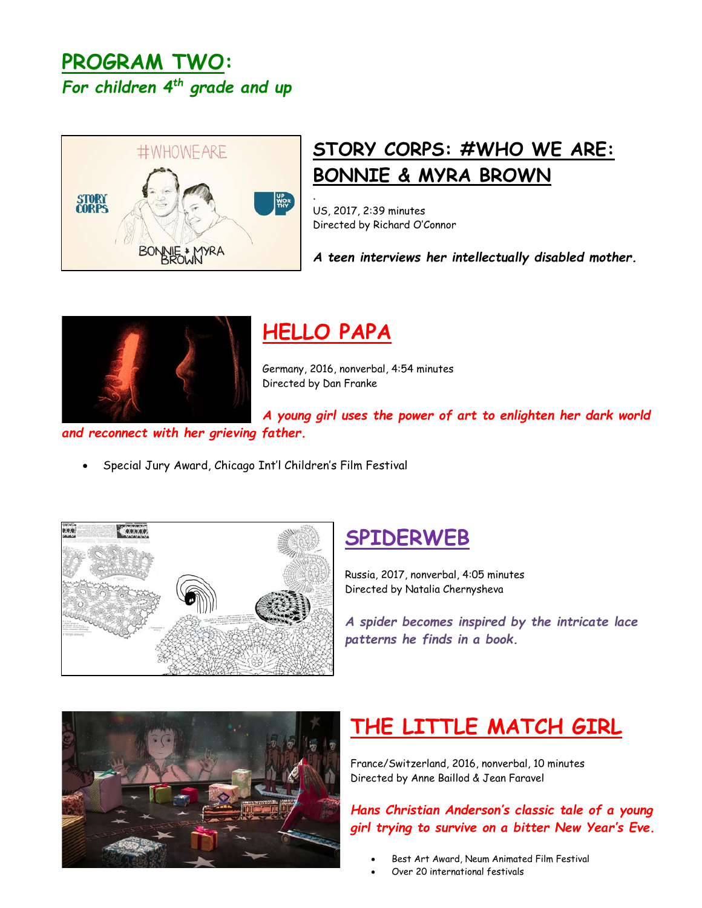# PROGRAM TWO:

*For children 4th grade and up*

## STORY CORPS: #WHO WE ARE: BONNIE & MYRA BROWN

US, 2017, 2:39 minutes
Directed by Richard O'Connor

***A teen interviews her intellectually disabled mother.***

## HELLO PAPA

Germany, 2016, nonverbal, 4:54 minutes
Directed by Dan Franke

***A young girl uses the power of art to enlighten her dark world and reconnect with her grieving father.***

- Special Jury Award, Chicago Int'l Children's Film Festival

## SPIDERWEB

Russia, 2017, nonverbal, 4:05 minutes
Directed by Natalia Chernysheva

***A spider becomes inspired by the intricate lace patterns he finds in a book.***

## THE LITTLE MATCH GIRL

France/Switzerland, 2016, nonverbal, 10 minutes
Directed by Anne Baillod & Jean Faravel

***Hans Christian Anderson's classic tale of a young girl trying to survive on a bitter New Year's Eve.***

- Best Art Award, Neum Animated Film Festival
- Over 20 international festivals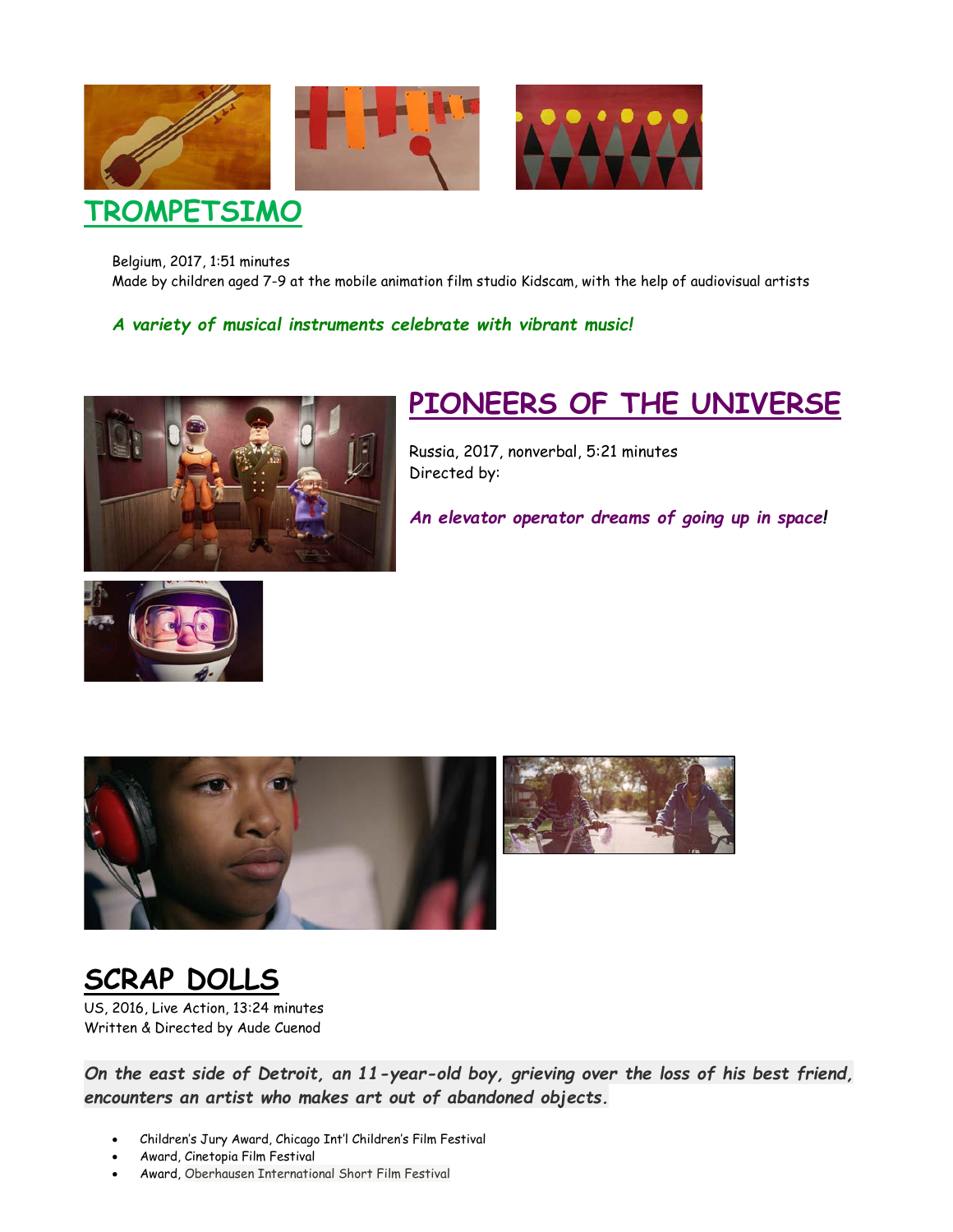## TROMPETSIMO

Belgium, 2017, 1:51 minutes
Made by children aged 7-9 at the mobile animation film studio Kidscam, with the help of audiovisual artists

***A variety of musical instruments celebrate with vibrant music!***

## PIONEERS OF THE UNIVERSE

Russia, 2017, nonverbal, 5:21 minutes
Directed by:

***An elevator operator dreams of going up in space!***

## SCRAP DOLLS

US, 2016, Live Action, 13:24 minutes
Written & Directed by Aude Cuenod

***On the east side of Detroit, an 11-year-old boy, grieving over the loss of his best friend, encounters an artist who makes art out of abandoned objects.***

- Children's Jury Award, Chicago Int'l Children's Film Festival
- Award, Cinetopia Film Festival
- Award, Oberhausen International Short Film Festival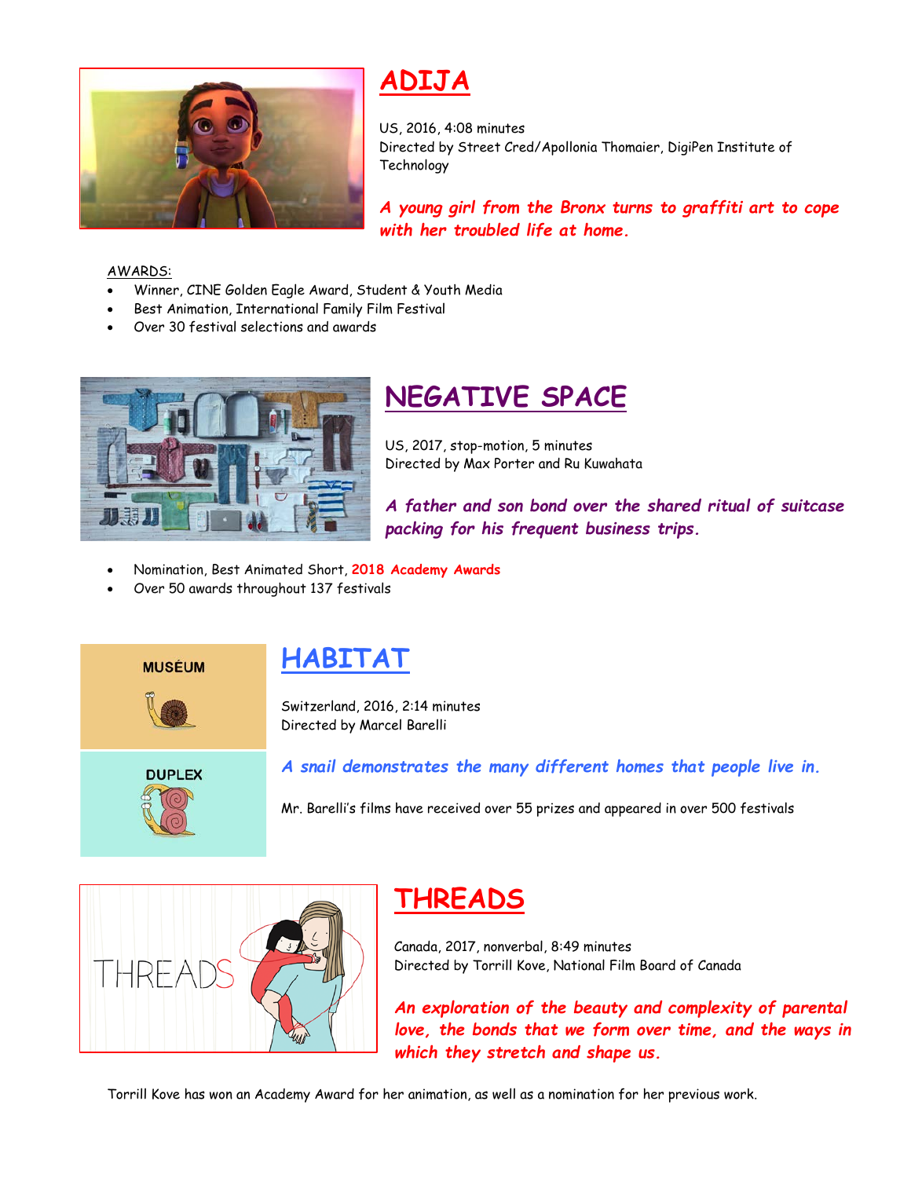## ADIJA

US, 2016, 4:08 minutes
Directed by Street Cred/Apollonia Thomaier, DigiPen Institute of Technology

***A young girl from the Bronx turns to graffiti art to cope with her troubled life at home.***

AWARDS:

- Winner, CINE Golden Eagle Award, Student & Youth Media
- Best Animation, International Family Film Festival
- Over 30 festival selections and awards

## NEGATIVE SPACE

US, 2017, stop-motion, 5 minutes
Directed by Max Porter and Ru Kuwahata

***A father and son bond over the shared ritual of suitcase packing for his frequent business trips.***

- Nomination, Best Animated Short, **2018 Academy Awards**
- Over 50 awards throughout 137 festivals

## HABITAT

Switzerland, 2016, 2:14 minutes
Directed by Marcel Barelli

***A snail demonstrates the many different homes that people live in.***

Mr. Barelli's films have received over 55 prizes and appeared in over 500 festivals

## THREADS

Canada, 2017, nonverbal, 8:49 minutes
Directed by Torrill Kove, National Film Board of Canada

***An exploration of the beauty and complexity of parental love, the bonds that we form over time, and the ways in which they stretch and shape us.***

Torrill Kove has won an Academy Award for her animation, as well as a nomination for her previous work.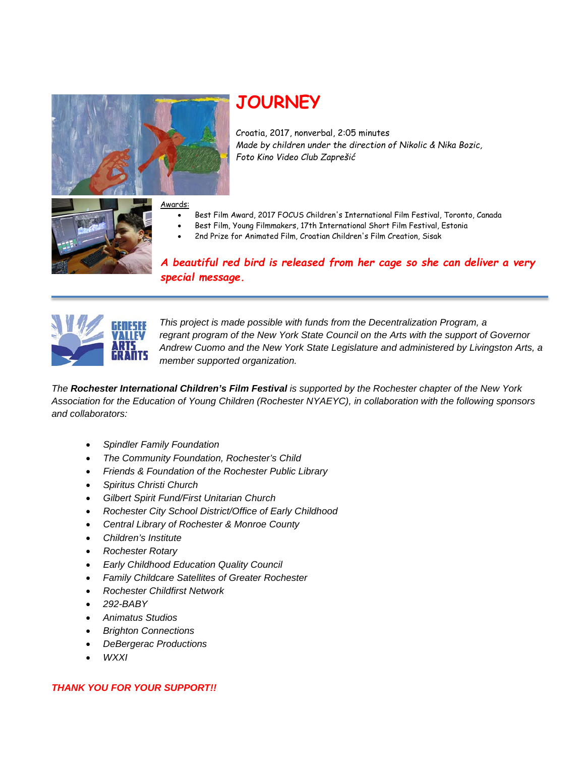# JOURNEY

Croatia, 2017, nonverbal, 2:05 minutes
*Made by children under the direction of Nikolic & Nika Bozic, Foto Kino Video Club Zaprešić*

Awards:

- Best Film Award, 2017 FOCUS Children's International Film Festival, Toronto, Canada
- Best Film, Young Filmmakers, 17th International Short Film Festival, Estonia
- 2nd Prize for Animated Film, Croatian Children's Film Creation, Sisak

***A beautiful red bird is released from her cage so she can deliver a very special message.***

---

GENESEE VALLEY ARTS GRANTS

*This project is made possible with funds from the Decentralization Program, a regrant program of the New York State Council on the Arts with the support of Governor Andrew Cuomo and the New York State Legislature and administered by Livingston Arts, a member supported organization.*

*The **Rochester International Children's Film Festival** is supported by the Rochester chapter of the New York Association for the Education of Young Children (Rochester NYAEYC), in collaboration with the following sponsors and collaborators:*

- *Spindler Family Foundation*
- *The Community Foundation, Rochester's Child*
- *Friends & Foundation of the Rochester Public Library*
- *Spiritus Christi Church*
- *Gilbert Spirit Fund/First Unitarian Church*
- *Rochester City School District/Office of Early Childhood*
- *Central Library of Rochester & Monroe County*
- *Children's Institute*
- *Rochester Rotary*
- *Early Childhood Education Quality Council*
- *Family Childcare Satellites of Greater Rochester*
- *Rochester Childfirst Network*
- *292-BABY*
- *Animatus Studios*
- *Brighton Connections*
- *DeBergerac Productions*
- *WXXI*

***THANK YOU FOR YOUR SUPPORT!!***